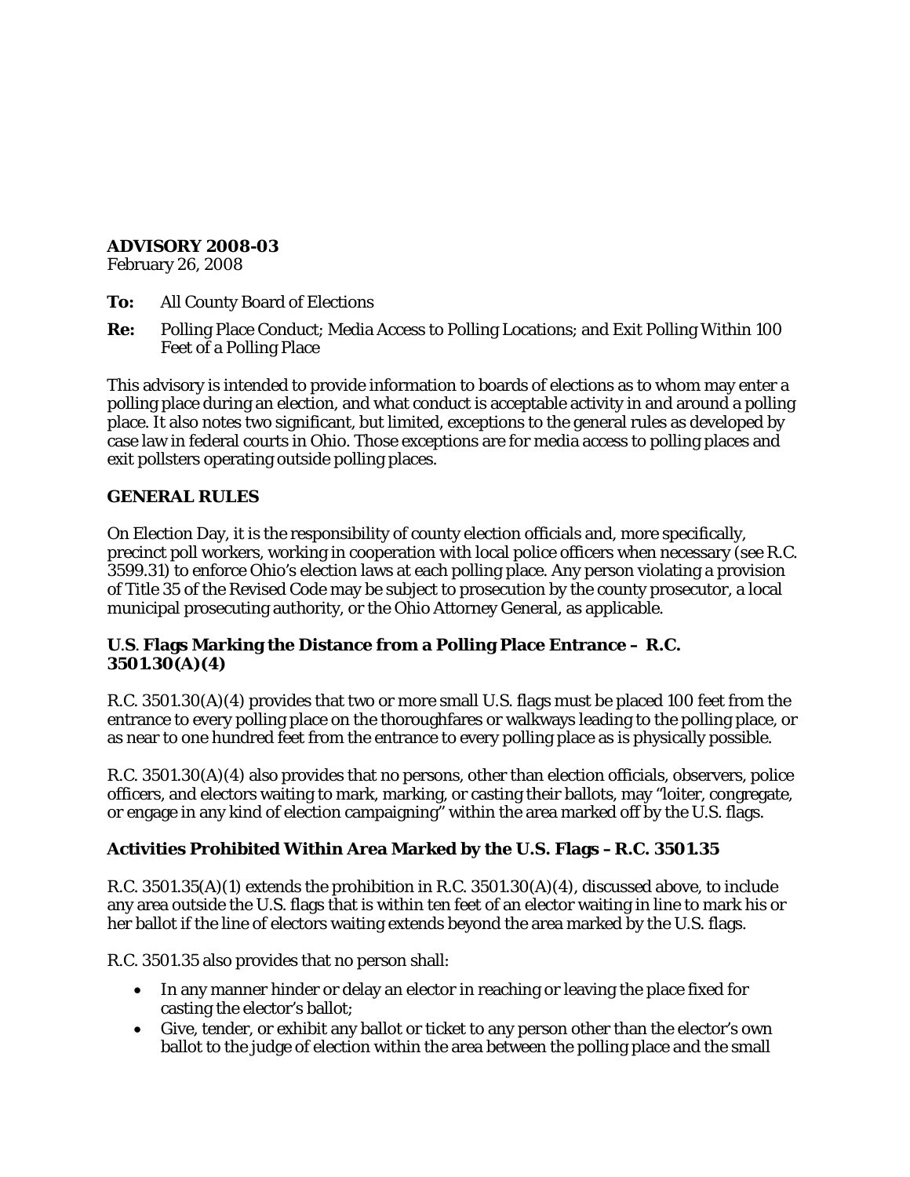**ADVISORY 2008-03**
February 26, 2008

**To:** All County Board of Elections

**Re:** Polling Place Conduct; Media Access to Polling Locations; and Exit Polling Within 100 Feet of a Polling Place

This advisory is intended to provide information to boards of elections as to whom may enter a polling place during an election, and what conduct is acceptable activity in and around a polling place. It also notes two significant, but limited, exceptions to the general rules as developed by case law in federal courts in Ohio. Those exceptions are for media access to polling places and exit pollsters operating outside polling places.

## GENERAL RULES

On Election Day, it is the responsibility of county election officials and, more specifically, precinct poll workers, working in cooperation with local police officers when necessary (see R.C. 3599.31) to enforce Ohio's election laws at each polling place. Any person violating a provision of Title 35 of the Revised Code may be subject to prosecution by the county prosecutor, a local municipal prosecuting authority, or the Ohio Attorney General, as applicable.

### U.S. Flags Marking the Distance from a Polling Place Entrance – R.C. 3501.30(A)(4)

R.C. 3501.30(A)(4) provides that two or more small U.S. flags must be placed 100 feet from the entrance to every polling place on the thoroughfares or walkways leading to the polling place, or as near to one hundred feet from the entrance to every polling place as is physically possible.

R.C. 3501.30(A)(4) also provides that no persons, other than election officials, observers, police officers, and electors waiting to mark, marking, or casting their ballots, may "loiter, congregate, or engage in any kind of election campaigning" within the area marked off by the U.S. flags.

### Activities Prohibited Within Area Marked by the U.S. Flags – R.C. 3501.35

R.C. 3501.35(A)(1) extends the prohibition in R.C. 3501.30(A)(4), discussed above, to include any area outside the U.S. flags that is within ten feet of an elector waiting in line to mark his or her ballot if the line of electors waiting extends beyond the area marked by the U.S. flags.

R.C. 3501.35 also provides that no person shall:

- In any manner hinder or delay an elector in reaching or leaving the place fixed for casting the elector's ballot;
- Give, tender, or exhibit any ballot or ticket to any person other than the elector's own ballot to the judge of election within the area between the polling place and the small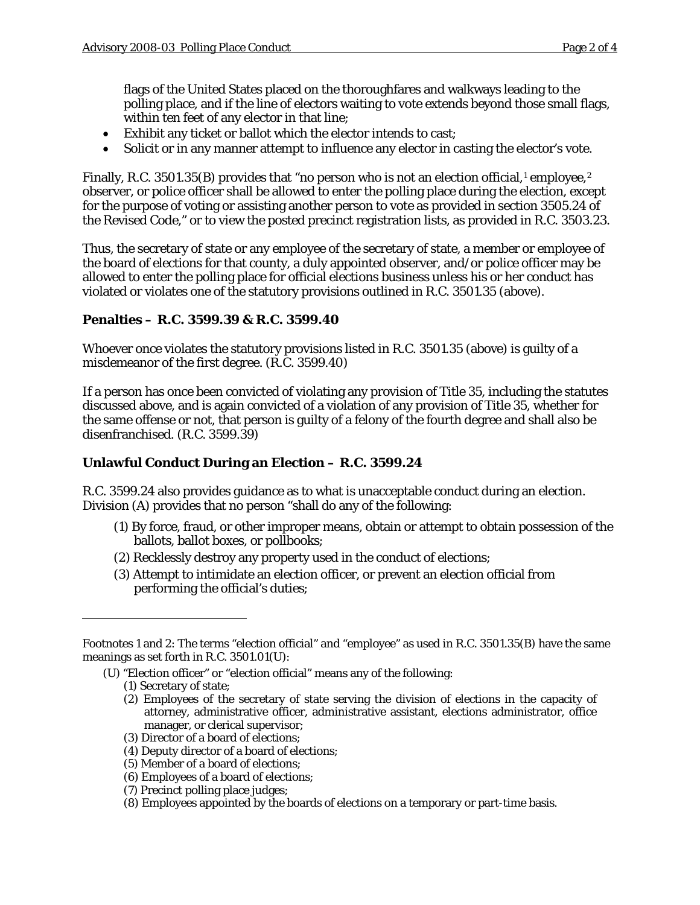flags of the United States placed on the thoroughfares and walkways leading to the polling place, and if the line of electors waiting to vote extends beyond those small flags, within ten feet of any elector in that line;

- Exhibit any ticket or ballot which the elector intends to cast;
- Solicit or in any manner attempt to influence any elector in casting the elector's vote.

Finally, R.C. 3501.35(B) provides that "no person who is not an election official,[1] employee,[2] observer, or police officer shall be allowed to enter the polling place during the election, except for the purpose of voting or assisting another person to vote as provided in section 3505.24 of the Revised Code," or to view the posted precinct registration lists, as provided in R.C. 3503.23.

Thus, the secretary of state or any employee of the secretary of state, a member or employee of the board of elections for that county, a duly appointed observer, and/or police officer may be allowed to enter the polling place for official elections business unless his or her conduct has violated or violates one of the statutory provisions outlined in R.C. 3501.35 (above).

### Penalties – R.C. 3599.39 & R.C. 3599.40

Whoever once violates the statutory provisions listed in R.C. 3501.35 (above) is guilty of a misdemeanor of the first degree. (R.C. 3599.40)

If a person has once been convicted of violating any provision of Title 35, including the statutes discussed above, and is again convicted of a violation of any provision of Title 35, whether for the same offense or not, that person is guilty of a felony of the fourth degree and shall also be disenfranchised. (R.C. 3599.39)

### Unlawful Conduct During an Election – R.C. 3599.24

R.C. 3599.24 also provides guidance as to what is unacceptable conduct during an election. Division (A) provides that no person "shall do any of the following:

(1) By force, fraud, or other improper means, obtain or attempt to obtain possession of the ballots, ballot boxes, or pollbooks;
(2) Recklessly destroy any property used in the conduct of elections;
(3) Attempt to intimidate an election officer, or prevent an election official from performing the official's duties;

---

Footnotes 1 and 2: The terms "election official" and "employee" as used in R.C. 3501.35(B) have the same meanings as set forth in R.C. 3501.01(U):

(U) "Election officer" or "election official" means any of the following:
(1) Secretary of state;
(2) Employees of the secretary of state serving the division of elections in the capacity of attorney, administrative officer, administrative assistant, elections administrator, office manager, or clerical supervisor;
(3) Director of a board of elections;
(4) Deputy director of a board of elections;
(5) Member of a board of elections;
(6) Employees of a board of elections;
(7) Precinct polling place judges;
(8) Employees appointed by the boards of elections on a temporary or part-time basis.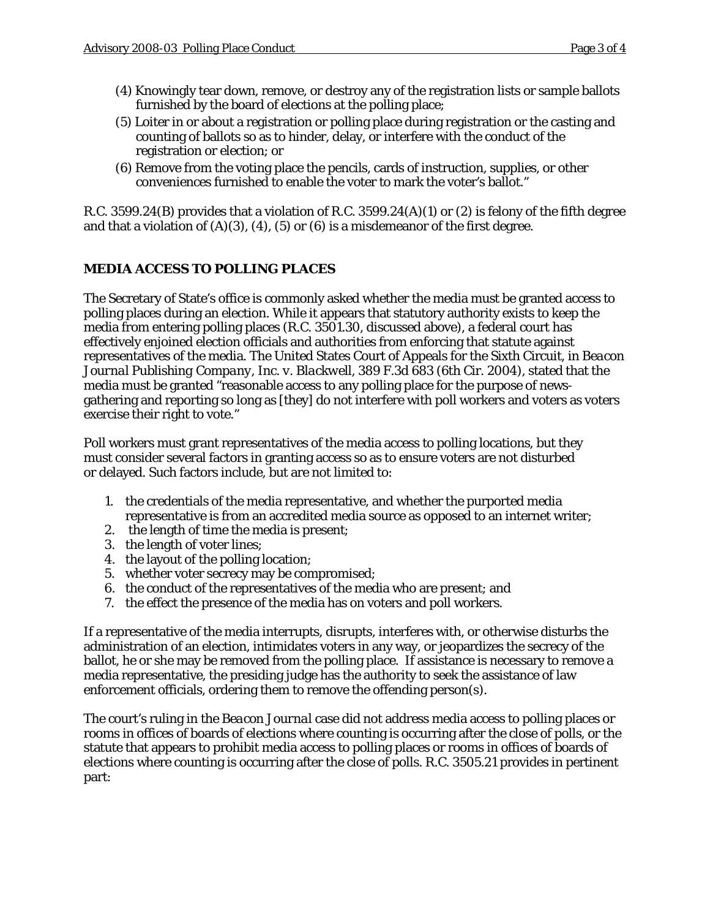(4) Knowingly tear down, remove, or destroy any of the registration lists or sample ballots furnished by the board of elections at the polling place;

(5) Loiter in or about a registration or polling place during registration or the casting and counting of ballots so as to hinder, delay, or interfere with the conduct of the registration or election; or

(6) Remove from the voting place the pencils, cards of instruction, supplies, or other conveniences furnished to enable the voter to mark the voter's ballot."

R.C. 3599.24(B) provides that a violation of R.C. 3599.24(A)(1) or (2) is felony of the fifth degree and that a violation of (A)(3), (4), (5) or (6) is a misdemeanor of the first degree.

## MEDIA ACCESS TO POLLING PLACES

The Secretary of State's office is commonly asked whether the media must be granted access to polling places during an election. While it appears that statutory authority exists to keep the media from entering polling places (R.C. 3501.30, discussed above), a federal court has effectively enjoined election officials and authorities from enforcing that statute against representatives of the media. The United States Court of Appeals for the Sixth Circuit, in *Beacon Journal Publishing Company, Inc. v. Blackwell*, 389 F.3d 683 (6th Cir. 2004), stated that the media must be granted "reasonable access to any polling place for the purpose of news-gathering and reporting so long as [they] do not interfere with poll workers and voters as voters exercise their right to vote."

Poll workers must grant representatives of the media access to polling locations, but they must consider several factors in granting access so as to ensure voters are not disturbed or delayed. Such factors include, but are not limited to:

1. the credentials of the media representative, and whether the purported media representative is from an accredited media source as opposed to an internet writer;
2. the length of time the media is present;
3. the length of voter lines;
4. the layout of the polling location;
5. whether voter secrecy may be compromised;
6. the conduct of the representatives of the media who are present; and
7. the effect the presence of the media has on voters and poll workers.

If a representative of the media interrupts, disrupts, interferes with, or otherwise disturbs the administration of an election, intimidates voters in any way, or jeopardizes the secrecy of the ballot, he or she may be removed from the polling place. If assistance is necessary to remove a media representative, the presiding judge has the authority to seek the assistance of law enforcement officials, ordering them to remove the offending person(s).

The court's ruling in the *Beacon Journal* case did not address media access to polling places or rooms in offices of boards of elections where counting is occurring after the close of polls, or the statute that appears to prohibit media access to polling places or rooms in offices of boards of elections where counting is occurring after the close of polls. R.C. 3505.21 provides in pertinent part: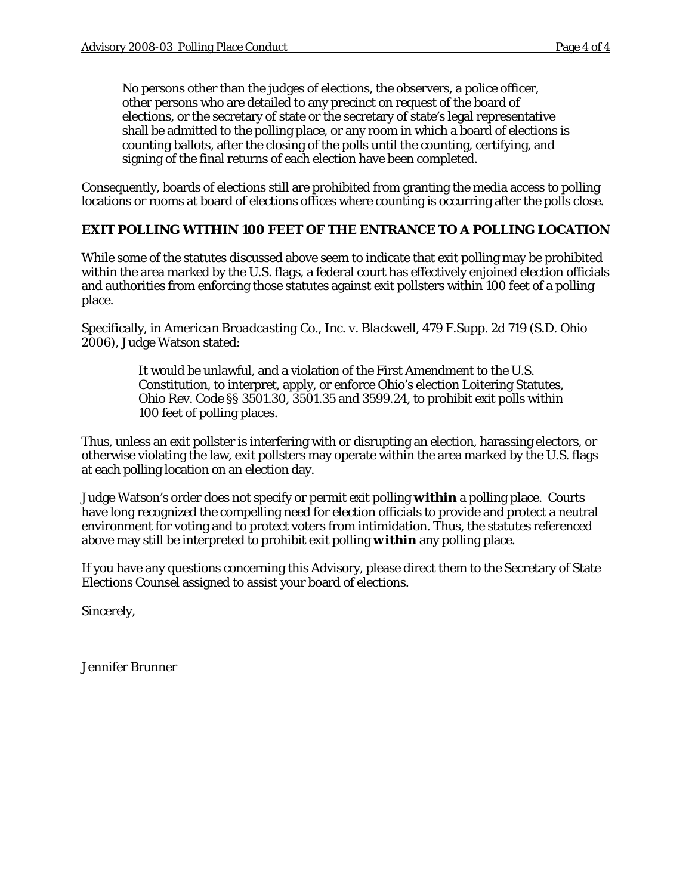> No persons other than the judges of elections, the observers, a police officer, other persons who are detailed to any precinct on request of the board of elections, or the secretary of state or the secretary of state's legal representative shall be admitted to the polling place, or any room in which a board of elections is counting ballots, after the closing of the polls until the counting, certifying, and signing of the final returns of each election have been completed.

Consequently, boards of elections still are prohibited from granting the media access to polling locations or rooms at board of elections offices where counting is occurring after the polls close.

## EXIT POLLING WITHIN 100 FEET OF THE ENTRANCE TO A POLLING LOCATION

While some of the statutes discussed above seem to indicate that exit polling may be prohibited within the area marked by the U.S. flags, a federal court has effectively enjoined election officials and authorities from enforcing those statutes against exit pollsters within 100 feet of a polling place.

Specifically, in *American Broadcasting Co., Inc. v. Blackwell*, 479 F.Supp. 2d 719 (S.D. Ohio 2006), Judge Watson stated:

> It would be unlawful, and a violation of the First Amendment to the U.S. Constitution, to interpret, apply, or enforce Ohio's election Loitering Statutes, Ohio Rev. Code §§ 3501.30, 3501.35 and 3599.24, to prohibit exit polls within 100 feet of polling places.

Thus, unless an exit pollster is interfering with or disrupting an election, harassing electors, or otherwise violating the law, exit pollsters may operate within the area marked by the U.S. flags at each polling location on an election day.

Judge Watson's order does not specify or permit exit polling **within** a polling place. Courts have long recognized the compelling need for election officials to provide and protect a neutral environment for voting and to protect voters from intimidation. Thus, the statutes referenced above may still be interpreted to prohibit exit polling **within** any polling place.

If you have any questions concerning this Advisory, please direct them to the Secretary of State Elections Counsel assigned to assist your board of elections.

Sincerely,

Jennifer Brunner